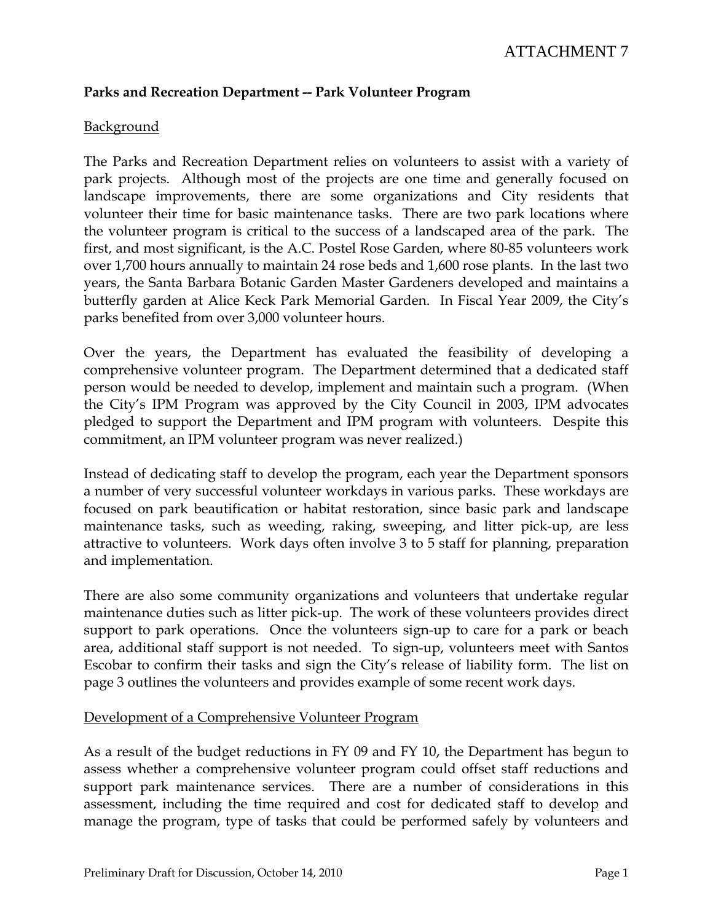ATTACHMENT 7

**Parks and Recreation Department -- Park Volunteer Program**

Background

The Parks and Recreation Department relies on volunteers to assist with a variety of park projects. Although most of the projects are one time and generally focused on landscape improvements, there are some organizations and City residents that volunteer their time for basic maintenance tasks. There are two park locations where the volunteer program is critical to the success of a landscaped area of the park. The first, and most significant, is the A.C. Postel Rose Garden, where 80-85 volunteers work over 1,700 hours annually to maintain 24 rose beds and 1,600 rose plants. In the last two years, the Santa Barbara Botanic Garden Master Gardeners developed and maintains a butterfly garden at Alice Keck Park Memorial Garden. In Fiscal Year 2009, the City's parks benefited from over 3,000 volunteer hours.

Over the years, the Department has evaluated the feasibility of developing a comprehensive volunteer program. The Department determined that a dedicated staff person would be needed to develop, implement and maintain such a program. (When the City's IPM Program was approved by the City Council in 2003, IPM advocates pledged to support the Department and IPM program with volunteers. Despite this commitment, an IPM volunteer program was never realized.)

Instead of dedicating staff to develop the program, each year the Department sponsors a number of very successful volunteer workdays in various parks. These workdays are focused on park beautification or habitat restoration, since basic park and landscape maintenance tasks, such as weeding, raking, sweeping, and litter pick-up, are less attractive to volunteers. Work days often involve 3 to 5 staff for planning, preparation and implementation.

There are also some community organizations and volunteers that undertake regular maintenance duties such as litter pick-up. The work of these volunteers provides direct support to park operations. Once the volunteers sign-up to care for a park or beach area, additional staff support is not needed. To sign-up, volunteers meet with Santos Escobar to confirm their tasks and sign the City's release of liability form. The list on page 3 outlines the volunteers and provides example of some recent work days.

Development of a Comprehensive Volunteer Program

As a result of the budget reductions in FY 09 and FY 10, the Department has begun to assess whether a comprehensive volunteer program could offset staff reductions and support park maintenance services. There are a number of considerations in this assessment, including the time required and cost for dedicated staff to develop and manage the program, type of tasks that could be performed safely by volunteers and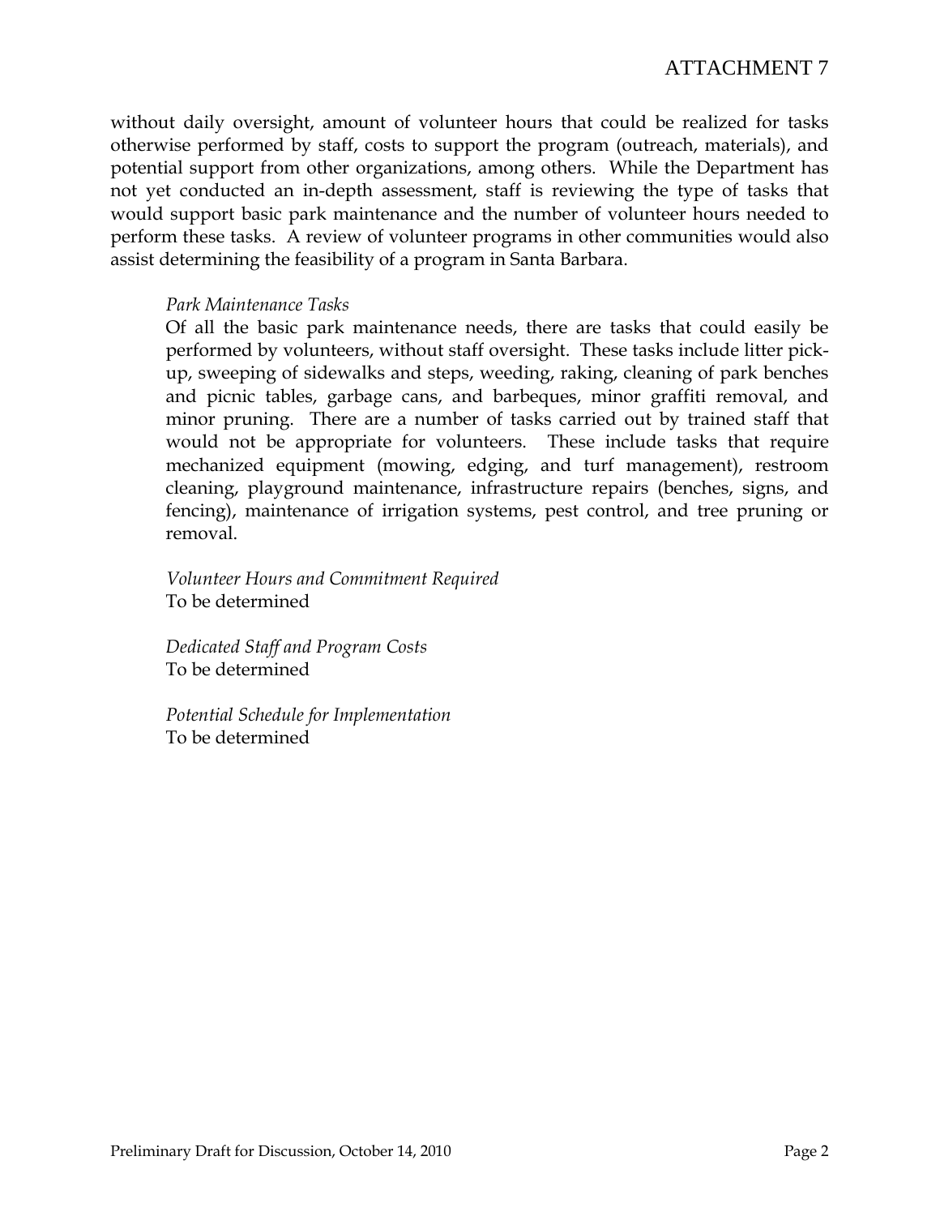without daily oversight, amount of volunteer hours that could be realized for tasks otherwise performed by staff, costs to support the program (outreach, materials), and potential support from other organizations, among others. While the Department has not yet conducted an in-depth assessment, staff is reviewing the type of tasks that would support basic park maintenance and the number of volunteer hours needed to perform these tasks. A review of volunteer programs in other communities would also assist determining the feasibility of a program in Santa Barbara.

*Park Maintenance Tasks*

Of all the basic park maintenance needs, there are tasks that could easily be performed by volunteers, without staff oversight. These tasks include litter pick-up, sweeping of sidewalks and steps, weeding, raking, cleaning of park benches and picnic tables, garbage cans, and barbeques, minor graffiti removal, and minor pruning. There are a number of tasks carried out by trained staff that would not be appropriate for volunteers. These include tasks that require mechanized equipment (mowing, edging, and turf management), restroom cleaning, playground maintenance, infrastructure repairs (benches, signs, and fencing), maintenance of irrigation systems, pest control, and tree pruning or removal.

*Volunteer Hours and Commitment Required*

To be determined

*Dedicated Staff and Program Costs*

To be determined

*Potential Schedule for Implementation*

To be determined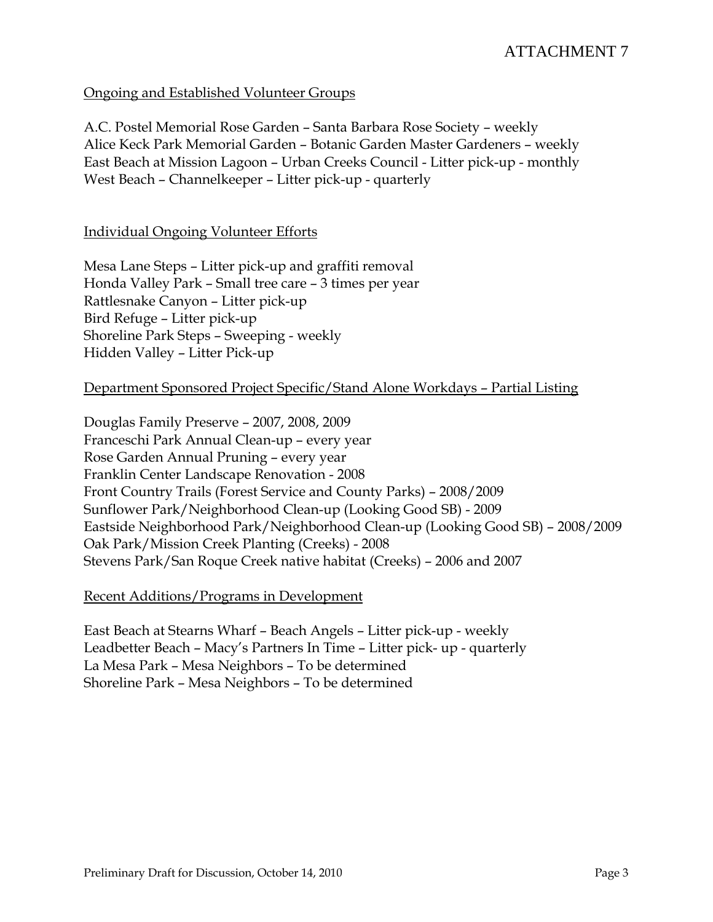ATTACHMENT 7

## Ongoing and Established Volunteer Groups

A.C. Postel Memorial Rose Garden – Santa Barbara Rose Society – weekly
Alice Keck Park Memorial Garden – Botanic Garden Master Gardeners – weekly
East Beach at Mission Lagoon – Urban Creeks Council - Litter pick-up - monthly
West Beach – Channelkeeper – Litter pick-up - quarterly

## Individual Ongoing Volunteer Efforts

Mesa Lane Steps – Litter pick-up and graffiti removal
Honda Valley Park – Small tree care – 3 times per year
Rattlesnake Canyon – Litter pick-up
Bird Refuge – Litter pick-up
Shoreline Park Steps – Sweeping - weekly
Hidden Valley – Litter Pick-up

## Department Sponsored Project Specific/Stand Alone Workdays – Partial Listing

Douglas Family Preserve – 2007, 2008, 2009
Franceschi Park Annual Clean-up – every year
Rose Garden Annual Pruning – every year
Franklin Center Landscape Renovation - 2008
Front Country Trails (Forest Service and County Parks) – 2008/2009
Sunflower Park/Neighborhood Clean-up (Looking Good SB) - 2009
Eastside Neighborhood Park/Neighborhood Clean-up (Looking Good SB) – 2008/2009
Oak Park/Mission Creek Planting (Creeks) - 2008
Stevens Park/San Roque Creek native habitat (Creeks) – 2006 and 2007

## Recent Additions/Programs in Development

East Beach at Stearns Wharf – Beach Angels – Litter pick-up - weekly
Leadbetter Beach – Macy's Partners In Time – Litter pick- up - quarterly
La Mesa Park – Mesa Neighbors – To be determined
Shoreline Park – Mesa Neighbors – To be determined

Preliminary Draft for Discussion, October 14, 2010